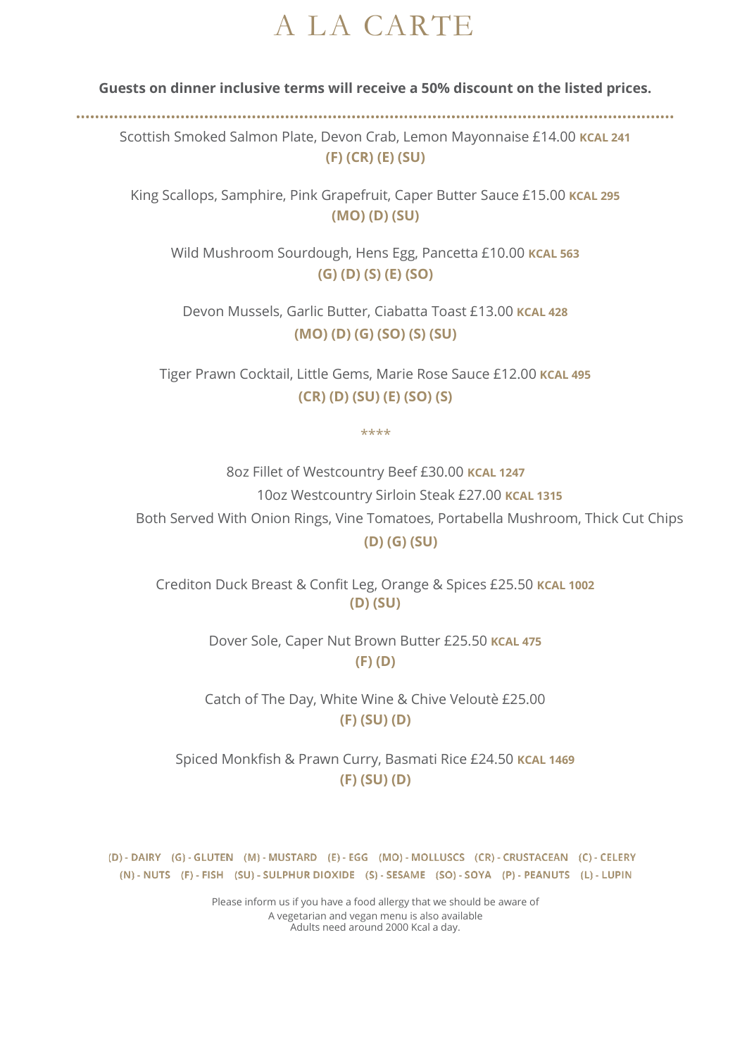# A LA CARTE

**Guests on dinner inclusive terms will receive a 50% discount on the listed prices.**

Scottish Smoked Salmon Plate, Devon Crab, Lemon Mayonnaise £14.00 **KCAL 241**
**(F) (CR) (E) (SU)**

King Scallops, Samphire, Pink Grapefruit, Caper Butter Sauce £15.00 **KCAL 295**
**(MO) (D) (SU)**

Wild Mushroom Sourdough, Hens Egg, Pancetta £10.00 **KCAL 563**
**(G) (D) (S) (E) (SO)**

Devon Mussels, Garlic Butter, Ciabatta Toast £13.00 **KCAL 428**
**(MO) (D) (G) (SO) (S) (SU)**

Tiger Prawn Cocktail, Little Gems, Marie Rose Sauce £12.00 **KCAL 495**
**(CR) (D) (SU) (E) (SO) (S)**

****

8oz Fillet of Westcountry Beef £30.00 **KCAL 1247**
10oz Westcountry Sirloin Steak £27.00 **KCAL 1315**
Both Served With Onion Rings, Vine Tomatoes, Portabella Mushroom, Thick Cut Chips
**(D) (G) (SU)**

Crediton Duck Breast & Confit Leg, Orange & Spices £25.50 **KCAL 1002**
**(D) (SU)**

Dover Sole, Caper Nut Brown Butter £25.50 **KCAL 475**
**(F) (D)**

Catch of The Day, White Wine & Chive Veloutè £25.00
**(F) (SU) (D)**

Spiced Monkfish & Prawn Curry, Basmati Rice £24.50 **KCAL 1469**
**(F) (SU) (D)**

(D) - DAIRY (G) - GLUTEN (M) - MUSTARD (E) - EGG (MO) - MOLLUSCS (CR) - CRUSTACEAN (C) - CELERY
(N) - NUTS (F) - FISH (SU) - SULPHUR DIOXIDE (S) - SESAME (SO) - SOYA (P) - PEANUTS (L) - LUPIN

Please inform us if you have a food allergy that we should be aware of
A vegetarian and vegan menu is also available
Adults need around 2000 Kcal a day.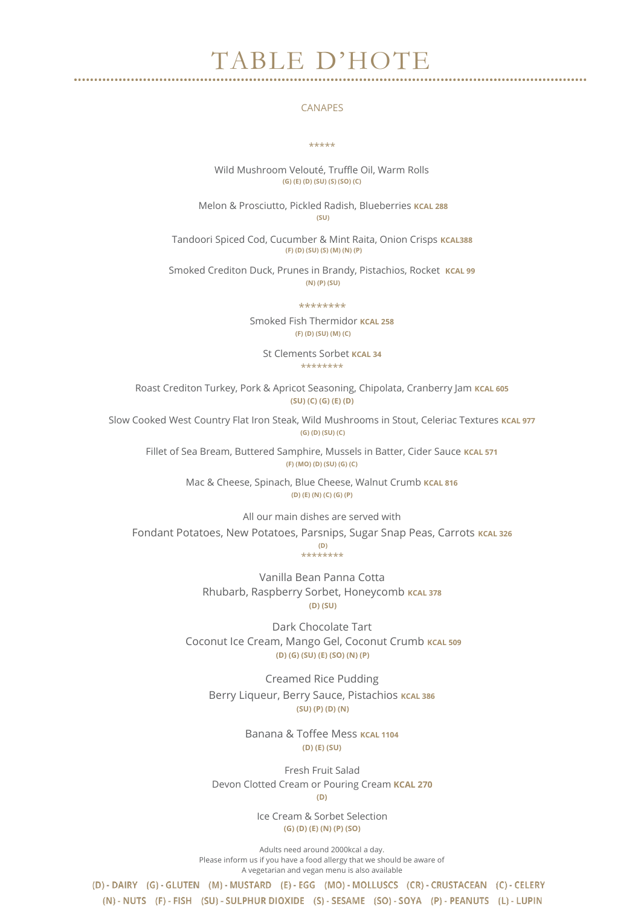# TABLE D'HOTE

CANAPES

*****

Wild Mushroom Velouté, Truffle Oil, Warm Rolls
(G) (E) (D) (SU) (S) (SO) (C)

Melon & Prosciutto, Pickled Radish, Blueberries **KCAL 288**
(SU)

Tandoori Spiced Cod, Cucumber & Mint Raita, Onion Crisps **KCAL388**
(F) (D) (SU) (S) (M) (N) (P)

Smoked Crediton Duck, Prunes in Brandy, Pistachios, Rocket **KCAL 99**
(N) (P) (SU)

********

Smoked Fish Thermidor **KCAL 258**
(F) (D) (SU) (M) (C)

St Clements Sorbet **KCAL 34**

********

Roast Crediton Turkey, Pork & Apricot Seasoning, Chipolata, Cranberry Jam **KCAL 605**
(SU) (C) (G) (E) (D)

Slow Cooked West Country Flat Iron Steak, Wild Mushrooms in Stout, Celeriac Textures **KCAL 977**
(G) (D) (SU) (C)

Fillet of Sea Bream, Buttered Samphire, Mussels in Batter, Cider Sauce **KCAL 571**
(F) (MO) (D) (SU) (G) (C)

Mac & Cheese, Spinach, Blue Cheese, Walnut Crumb **KCAL 816**
(D) (E) (N) (C) (G) (P)

All our main dishes are served with
Fondant Potatoes, New Potatoes, Parsnips, Sugar Snap Peas, Carrots **KCAL 326**
(D)

********

Vanilla Bean Panna Cotta
Rhubarb, Raspberry Sorbet, Honeycomb **KCAL 378**
(D) (SU)

Dark Chocolate Tart
Coconut Ice Cream, Mango Gel, Coconut Crumb **KCAL 509**
(D) (G) (SU) (E) (SO) (N) (P)

Creamed Rice Pudding
Berry Liqueur, Berry Sauce, Pistachios **KCAL 386**
(SU) (P) (D) (N)

Banana & Toffee Mess **KCAL 1104**
(D) (E) (SU)

Fresh Fruit Salad
Devon Clotted Cream or Pouring Cream **KCAL 270**
(D)

Ice Cream & Sorbet Selection
(G) (D) (E) (N) (P) (SO)

Adults need around 2000kcal a day.
Please inform us if you have a food allergy that we should be aware of
A vegetarian and vegan menu is also available

**(D) - DAIRY (G) - GLUTEN (M) - MUSTARD (E) - EGG (MO) - MOLLUSCS (CR) - CRUSTACEAN (C) - CELERY**
**(N) - NUTS (F) - FISH (SU) - SULPHUR DIOXIDE (S) - SESAME (SO) - SOYA (P) - PEANUTS (L) - LUPIN**